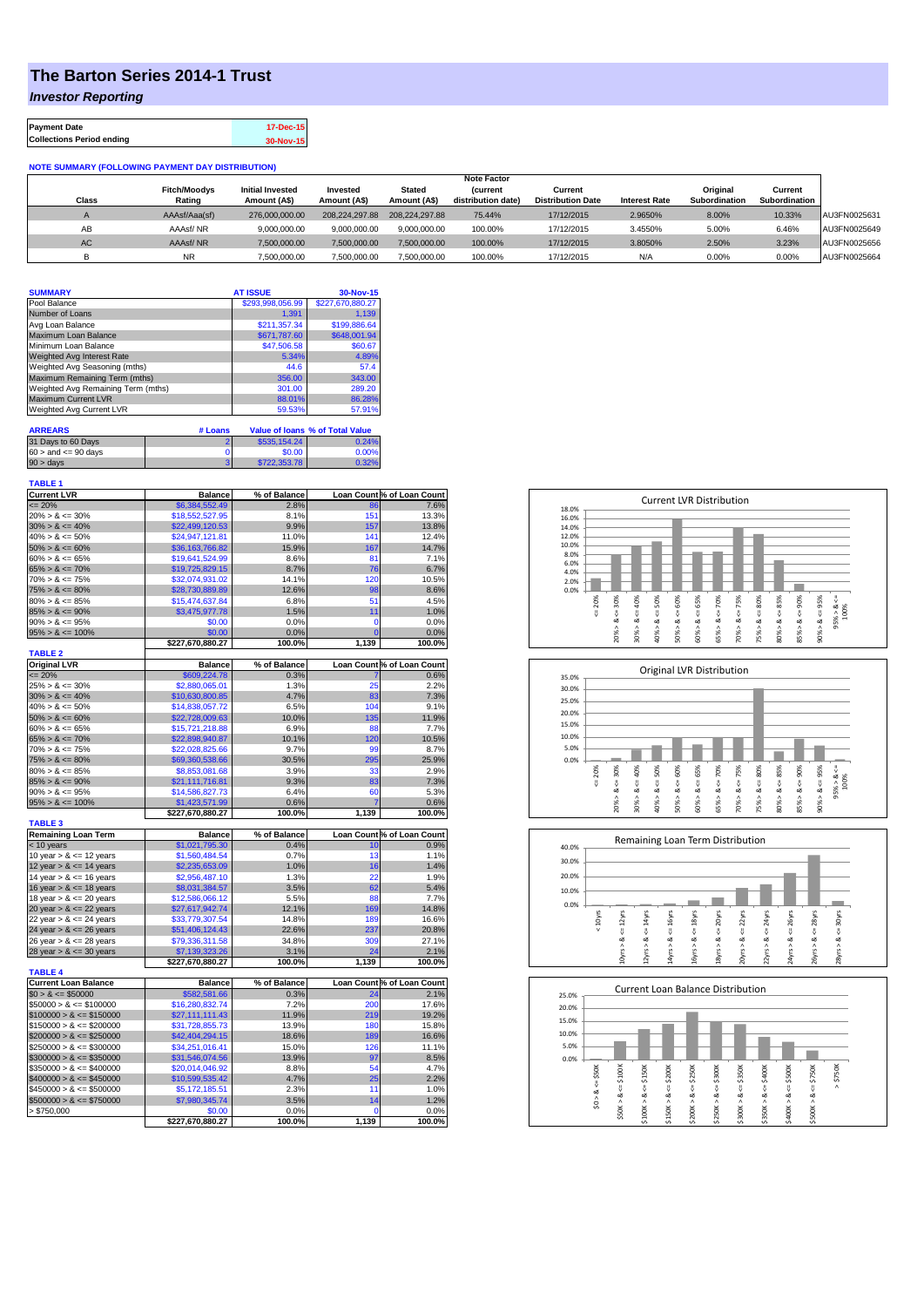# The Barton Series 2014-1 Trust

***Investor Reporting***

| **Payment Date** | 17-Dec-15 |
|---|---|
| **Collections Period ending** | 30-Nov-15 |

**NOTE SUMMARY (FOLLOWING PAYMENT DAY DISTRIBUTION)**

| Class | Fitch/Moodys Rating | Initial Invested Amount (A$) | Invested Amount (A$) | Stated Amount (A$) | Note Factor (current distribution date) | Current Distribution Date | Interest Rate | Original Subordination | Current Subordination | |
|---|---|---|---|---|---|---|---|---|---|---|
| A | AAAsf/Aaa(sf) | 276,000,000.00 | 208,224,297.88 | 208,224,297.88 | 75.44% | 17/12/2015 | 2.9650% | 8.00% | 10.33% | AU3FN0025631 |
| AB | AAAsf/ NR | 9,000,000.00 | 9,000,000.00 | 9,000,000.00 | 100.00% | 17/12/2015 | 3.4550% | 5.00% | 6.46% | AU3FN0025649 |
| AC | AAAsf/ NR | 7,500,000.00 | 7,500,000.00 | 7,500,000.00 | 100.00% | 17/12/2015 | 3.8050% | 2.50% | 3.23% | AU3FN0025656 |
| B | NR | 7,500,000.00 | 7,500,000.00 | 7,500,000.00 | 100.00% | 17/12/2015 | N/A | 0.00% | 0.00% | AU3FN0025664 |

| **SUMMARY** | **AT ISSUE** | **30-Nov-15** |
|---|---|---|
| Pool Balance | $293,998,056.99 | $227,670,880.27 |
| Number of Loans | 1,391 | 1,139 |
| Avg Loan Balance | $211,357.34 | $199,886.64 |
| Maximum Loan Balance | $671,787.60 | $648,001.94 |
| Minimum Loan Balance | $47,506.58 | $60.67 |
| Weighted Avg Interest Rate | 5.34% | 4.89% |
| Weighted Avg Seasoning (mths) | 44.6 | 57.4 |
| Maximum Remaining Term (mths) | 356.00 | 343.00 |
| Weighted Avg Remaining Term (mths) | 301.00 | 289.20 |
| Maximum Current LVR | 88.01% | 86.28% |
| Weighted Avg Current LVR | 59.53% | 57.91% |

| **ARREARS** | **# Loans** | **Value of loans** | **% of Total Value** |
|---|---|---|---|
| 31 Days to 60 Days | 2 | $535,154.24 | 0.24% |
| 60 > and <= 90 days | 0 | $0.00 | 0.00% |
| 90 > days | 3 | $722,353.78 | 0.32% |

**TABLE 1**

| Current LVR | Balance | % of Balance | Loan Count | % of Loan Count |
|---|---|---|---|---|
| <= 20% | $6,384,552.49 | 2.8% | 86 | 7.6% |
| 20% > & <= 30% | $18,552,527.95 | 8.1% | 151 | 13.3% |
| 30% > & <= 40% | $22,499,120.53 | 9.9% | 157 | 13.8% |
| 40% > & <= 50% | $24,947,121.81 | 11.0% | 141 | 12.4% |
| 50% > & <= 60% | $36,163,766.82 | 15.9% | 167 | 14.7% |
| 60% > & <= 65% | $19,641,524.99 | 8.6% | 81 | 7.1% |
| 65% > & <= 70% | $19,725,829.15 | 8.7% | 76 | 6.7% |
| 70% > & <= 75% | $32,074,931.02 | 14.1% | 120 | 10.5% |
| 75% > & <= 80% | $28,730,889.89 | 12.6% | 98 | 8.6% |
| 80% > & <= 85% | $15,474,637.84 | 6.8% | 51 | 4.5% |
| 85% > & <= 90% | $3,475,977.78 | 1.5% | 11 | 1.0% |
| 90% > & <= 95% | $0.00 | 0.0% | 0 | 0.0% |
| 95% > & <= 100% | $0.00 | 0.0% | 0 | 0.0% |
| | $227,670,880.27 | 100.0% | 1,139 | 100.0% |

**TABLE 2**

| Original LVR | Balance | % of Balance | Loan Count | % of Loan Count |
|---|---|---|---|---|
| <= 20% | $609,224.78 | 0.3% | 7 | 0.6% |
| 25% > & <= 30% | $2,880,065.01 | 1.3% | 25 | 2.2% |
| 30% > & <= 40% | $10,630,800.85 | 4.7% | 83 | 7.3% |
| 40% > & <= 50% | $14,838,057.72 | 6.5% | 104 | 9.1% |
| 50% > & <= 60% | $22,728,009.63 | 10.0% | 135 | 11.9% |
| 60% > & <= 65% | $15,721,218.88 | 6.9% | 88 | 7.7% |
| 65% > & <= 70% | $22,898,940.87 | 10.1% | 120 | 10.5% |
| 70% > & <= 75% | $22,028,825.66 | 9.7% | 99 | 8.7% |
| 75% > & <= 80% | $69,360,538.66 | 30.5% | 295 | 25.9% |
| 80% > & <= 85% | $8,853,081.68 | 3.9% | 33 | 2.9% |
| 85% > & <= 90% | $21,111,716.81 | 9.3% | 83 | 7.3% |
| 90% > & <= 95% | $14,586,827.73 | 6.4% | 60 | 5.3% |
| 95% > & <= 100% | $1,423,571.99 | 0.6% | 7 | 0.6% |
| | $227,670,880.27 | 100.0% | 1,139 | 100.0% |

**TABLE 3**

| Remaining Loan Term | Balance | % of Balance | Loan Count | % of Loan Count |
|---|---|---|---|---|
| < 10 years | $1,021,795.30 | 0.4% | 10 | 0.9% |
| 10 year > & <= 12 years | $1,560,484.54 | 0.7% | 13 | 1.1% |
| 12 year > & <= 14 years | $2,235,653.09 | 1.0% | 16 | 1.4% |
| 14 year > & <= 16 years | $2,956,487.10 | 1.3% | 22 | 1.9% |
| 16 year > & <= 18 years | $8,031,384.57 | 3.5% | 62 | 5.4% |
| 18 year > & <= 20 years | $12,586,066.12 | 5.5% | 88 | 7.7% |
| 20 year > & <= 22 years | $27,617,942.74 | 12.1% | 169 | 14.8% |
| 22 year > & <= 24 years | $33,779,307.54 | 14.8% | 189 | 16.6% |
| 24 year > & <= 26 years | $51,406,124.43 | 22.6% | 237 | 20.8% |
| 26 year > & <= 28 years | $79,336,311.58 | 34.8% | 309 | 27.1% |
| 28 year > & <= 30 years | $7,139,323.26 | 3.1% | 24 | 2.1% |
| | $227,670,880.27 | 100.0% | 1,139 | 100.0% |

**TABLE 4**

| Current Loan Balance | Balance | % of Balance | Loan Count | % of Loan Count |
|---|---|---|---|---|
| $0 > & <= $50000 | $582,581.66 | 0.3% | 24 | 2.1% |
| $50000 > & <= $100000 | $16,280,832.74 | 7.2% | 200 | 17.6% |
| $100000 > & <= $150000 | $27,111,111.43 | 11.9% | 219 | 19.2% |
| $150000 > & <= $200000 | $31,728,855.73 | 13.9% | 180 | 15.8% |
| $200000 > & <= $250000 | $42,404,294.15 | 18.6% | 189 | 16.6% |
| $250000 > & <= $300000 | $34,251,016.41 | 15.0% | 126 | 11.1% |
| $300000 > & <= $350000 | $31,546,074.56 | 13.9% | 97 | 8.5% |
| $350000 > & <= $400000 | $20,014,046.92 | 8.8% | 54 | 4.7% |
| $400000 > & <= $450000 | $10,599,535.42 | 4.7% | 25 | 2.2% |
| $450000 > & <= $500000 | $5,172,185.51 | 2.3% | 11 | 1.0% |
| $500000 > & <= $750000 | $7,980,345.74 | 3.5% | 14 | 1.2% |
| > $750,000 | $0.00 | 0.0% | 0 | 0.0% |
| | $227,670,880.27 | 100.0% | 1,139 | 100.0% |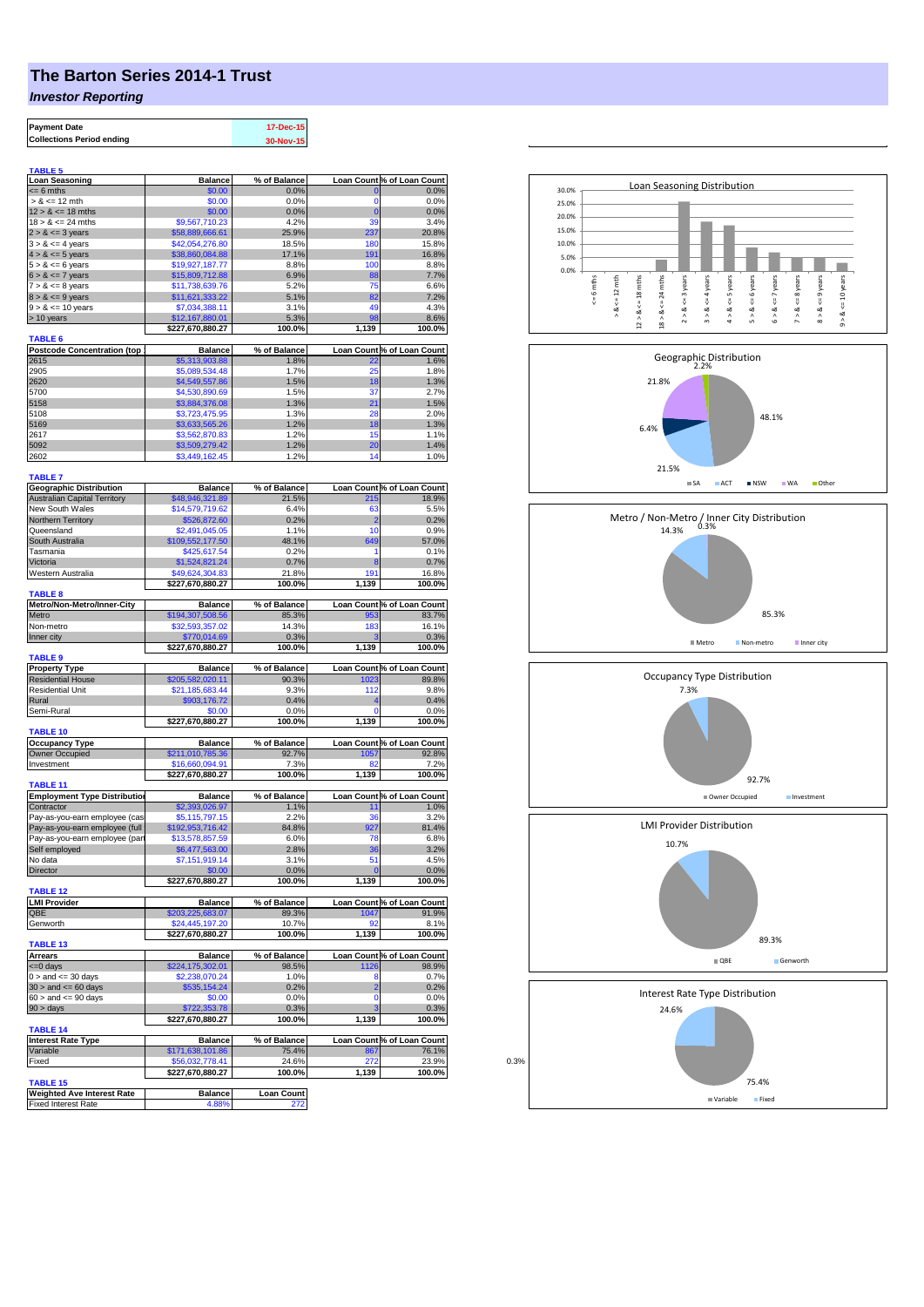# The Barton Series 2014-1 Trust

## *Investor Reporting*

| | |
|---|---|
| **Payment Date** | 17-Dec-15 |
| **Collections Period ending** | 30-Nov-15 |

**TABLE 5**

| Loan Seasoning | Balance | % of Balance | Loan Count | % of Loan Count |
|---|---|---|---|---|
| <= 6 mths | $0.00 | 0.0% | 0 | 0.0% |
| > & <= 12 mth | $0.00 | 0.0% | 0 | 0.0% |
| 12 > & <= 18 mths | $0.00 | 0.0% | 0 | 0.0% |
| 18 > & <= 24 mths | $9,567,710.23 | 4.2% | 39 | 3.4% |
| 2 > & <= 3 years | $58,889,666.61 | 25.9% | 237 | 20.8% |
| 3 > & <= 4 years | $42,054,276.80 | 18.5% | 180 | 15.8% |
| 4 > & <= 5 years | $38,860,084.88 | 17.1% | 191 | 16.8% |
| 5 > & <= 6 years | $19,927,187.77 | 8.8% | 100 | 8.8% |
| 6 > & <= 7 years | $15,809,712.88 | 6.9% | 88 | 7.7% |
| 7 > & <= 8 years | $11,738,639.76 | 5.2% | 75 | 6.6% |
| 8 > & <= 9 years | $11,621,333.22 | 5.1% | 82 | 7.2% |
| 9 > & <= 10 years | $7,034,388.11 | 3.1% | 49 | 4.3% |
| > 10 years | $12,167,880.01 | 5.3% | 98 | 8.6% |
| | $227,670,880.27 | 100.0% | 1,139 | 100.0% |

**TABLE 6**

| Postcode Concentration (top 10) | Balance | % of Balance | Loan Count | % of Loan Count |
|---|---|---|---|---|
| 2615 | $5,313,903.88 | 1.8% | 22 | 1.6% |
| 2905 | $5,089,534.48 | 1.7% | 25 | 1.8% |
| 2620 | $4,549,557.86 | 1.5% | 18 | 1.3% |
| 5700 | $4,530,890.69 | 1.5% | 37 | 2.7% |
| 5158 | $3,884,376.08 | 1.3% | 21 | 1.5% |
| 5108 | $3,723,475.95 | 1.3% | 28 | 2.0% |
| 5169 | $3,633,565.26 | 1.2% | 18 | 1.3% |
| 2617 | $3,562,870.83 | 1.2% | 15 | 1.1% |
| 5092 | $3,509,279.42 | 1.2% | 20 | 1.4% |
| 2602 | $3,449,162.45 | 1.2% | 14 | 1.0% |

**TABLE 7**

| Geographic Distribution | Balance | % of Balance | Loan Count | % of Loan Count |
|---|---|---|---|---|
| Australian Capital Territory | $48,946,321.89 | 21.5% | 215 | 18.9% |
| New South Wales | $14,579,719.62 | 6.4% | 63 | 5.5% |
| Northern Territory | $526,872.60 | 0.2% | 2 | 0.2% |
| Queensland | $2,491,045.05 | 1.1% | 10 | 0.9% |
| South Australia | $109,552,177.50 | 48.1% | 649 | 57.0% |
| Tasmania | $425,617.54 | 0.2% | 1 | 0.1% |
| Victoria | $1,524,821.24 | 0.7% | 8 | 0.7% |
| Western Australia | $49,624,304.83 | 21.8% | 191 | 16.8% |
| | $227,670,880.27 | 100.0% | 1,139 | 100.0% |

**TABLE 8**

| Metro/Non-Metro/Inner-City | Balance | % of Balance | Loan Count | % of Loan Count |
|---|---|---|---|---|
| Metro | $194,307,508.56 | 85.3% | 953 | 83.7% |
| Non-metro | $32,593,357.02 | 14.3% | 183 | 16.1% |
| Inner city | $770,014.69 | 0.3% | 3 | 0.3% |
| | $227,670,880.27 | 100.0% | 1,139 | 100.0% |

**TABLE 9**

| Property Type | Balance | % of Balance | Loan Count | % of Loan Count |
|---|---|---|---|---|
| Residential House | $205,582,020.11 | 90.3% | 1023 | 89.8% |
| Residential Unit | $21,185,683.44 | 9.3% | 112 | 9.8% |
| Rural | $903,176.72 | 0.4% | 4 | 0.4% |
| Semi-Rural | $0.00 | 0.0% | 0 | 0.0% |
| | $227,670,880.27 | 100.0% | 1,139 | 100.0% |

**TABLE 10**

| Occupancy Type | Balance | % of Balance | Loan Count | % of Loan Count |
|---|---|---|---|---|
| Owner Occupied | $211,010,785.36 | 92.7% | 1057 | 92.8% |
| Investment | $16,660,094.91 | 7.3% | 82 | 7.2% |
| | $227,670,880.27 | 100.0% | 1,139 | 100.0% |

**TABLE 11**

| Employment Type Distribution | Balance | % of Balance | Loan Count | % of Loan Count |
|---|---|---|---|---|
| Contractor | $2,393,026.97 | 1.1% | 11 | 1.0% |
| Pay-as-you-earn employee (casual) | $5,115,797.15 | 2.2% | 36 | 3.2% |
| Pay-as-you-earn employee (full time) | $192,953,716.42 | 84.8% | 927 | 81.4% |
| Pay-as-you-earn employee (part time) | $13,578,857.59 | 6.0% | 78 | 6.8% |
| Self employed | $6,477,563.00 | 2.8% | 36 | 3.2% |
| No data | $7,151,919.14 | 3.1% | 51 | 4.5% |
| Director | $0.00 | 0.0% | 0 | 0.0% |
| | $227,670,880.27 | 100.0% | 1,139 | 100.0% |

**TABLE 12**

| LMI Provider | Balance | % of Balance | Loan Count | % of Loan Count |
|---|---|---|---|---|
| QBE | $203,225,683.07 | 89.3% | 1047 | 91.9% |
| Genworth | $24,445,197.20 | 10.7% | 92 | 8.1% |
| | $227,670,880.27 | 100.0% | 1,139 | 100.0% |

**TABLE 13**

| Arrears | Balance | % of Balance | Loan Count | % of Loan Count |
|---|---|---|---|---|
| <=0 days | $224,175,302.01 | 98.5% | 1126 | 98.9% |
| 0 > and <= 30 days | $2,238,070.24 | 1.0% | 8 | 0.7% |
| 30 > and <= 60 days | $535,154.24 | 0.2% | 2 | 0.2% |
| 60 > and <= 90 days | $0.00 | 0.0% | 0 | 0.0% |
| 90 > days | $722,353.78 | 0.3% | 3 | 0.3% |
| | $227,670,880.27 | 100.0% | 1,139 | 100.0% |

**TABLE 14**

| Interest Rate Type | Balance | % of Balance | Loan Count | % of Loan Count |
|---|---|---|---|---|
| Variable | $171,638,101.86 | 75.4% | 867 | 76.1% |
| Fixed | $56,032,778.41 | 24.6% | 272 | 23.9% |
| | $227,670,880.27 | 100.0% | 1,139 | 100.0% |

0.3%

**TABLE 15**

| Weighted Ave Interest Rate | Balance | Loan Count |
|---|---|---|
| Fixed Interest Rate | 4.88% | 272 |

Loan Seasoning Distribution
30.0%
25.0%
20.0%
15.0%
10.0%
5.0%
0.0%
<= 6 mths
> & <= 12 mth
12 > & <= 18 mths
18 > & <= 24 mths
2 > & <= 3 years
3 > & <= 4 years
4 > & <= 5 years
5 > & <= 6 years
6 > & <= 7 years
7 > & <= 8 years
8 > & <= 9 years
9 > & <= 10 years

Geographic Distribution
2.2%
21.8%
48.1%
6.4%
21.5%
SA ACT NSW WA Other

Metro / Non-Metro / Inner City Distribution
14.3%
0.3%
85.3%
Metro Non-metro Inner city

Occupancy Type Distribution
7.3%
92.7%
Owner Occupied Investment

LMI Provider Distribution
10.7%
89.3%
QBE Genworth

Interest Rate Type Distribution
24.6%
75.4%
Variable Fixed